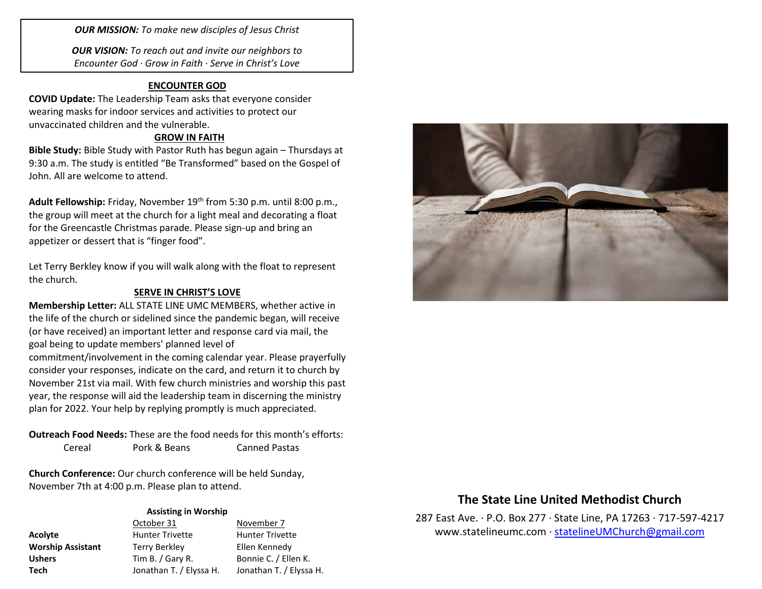***OUR MISSION:*** *To make new disciples of Jesus Christ*

***OUR VISION:*** *To reach out and invite our neighbors to Encounter God · Grow in Faith · Serve in Christ's Love*

## ENCOUNTER GOD

**COVID Update:** The Leadership Team asks that everyone consider wearing masks for indoor services and activities to protect our unvaccinated children and the vulnerable.

## GROW IN FAITH

**Bible Study:** Bible Study with Pastor Ruth has begun again – Thursdays at 9:30 a.m. The study is entitled "Be Transformed" based on the Gospel of John. All are welcome to attend.

**Adult Fellowship:** Friday, November 19th from 5:30 p.m. until 8:00 p.m., the group will meet at the church for a light meal and decorating a float for the Greencastle Christmas parade. Please sign-up and bring an appetizer or dessert that is "finger food".

Let Terry Berkley know if you will walk along with the float to represent the church.

## SERVE IN CHRIST'S LOVE

**Membership Letter:** ALL STATE LINE UMC MEMBERS, whether active in the life of the church or sidelined since the pandemic began, will receive (or have received) an important letter and response card via mail, the goal being to update members' planned level of commitment/involvement in the coming calendar year. Please prayerfully consider your responses, indicate on the card, and return it to church by November 21st via mail. With few church ministries and worship this past year, the response will aid the leadership team in discerning the ministry plan for 2022. Your help by replying promptly is much appreciated.

**Outreach Food Needs:** These are the food needs for this month's efforts:

- Cereal
- Pork & Beans
- Canned Pastas

**Church Conference:** Our church conference will be held Sunday, November 7th at 4:00 p.m. Please plan to attend.

**Assisting in Worship**

| | October 31 | November 7 |
|---|---|---|
| **Acolyte** | Hunter Trivette | Hunter Trivette |
| **Worship Assistant** | Terry Berkley | Ellen Kennedy |
| **Ushers** | Tim B. / Gary R. | Bonnie C. / Ellen K. |
| **Tech** | Jonathan T. / Elyssa H. | Jonathan T. / Elyssa H. |

## The State Line United Methodist Church

287 East Ave. · P.O. Box 277 · State Line, PA 17263 · 717-597-4217
www.statelineumc.com · statelineUMChurch@gmail.com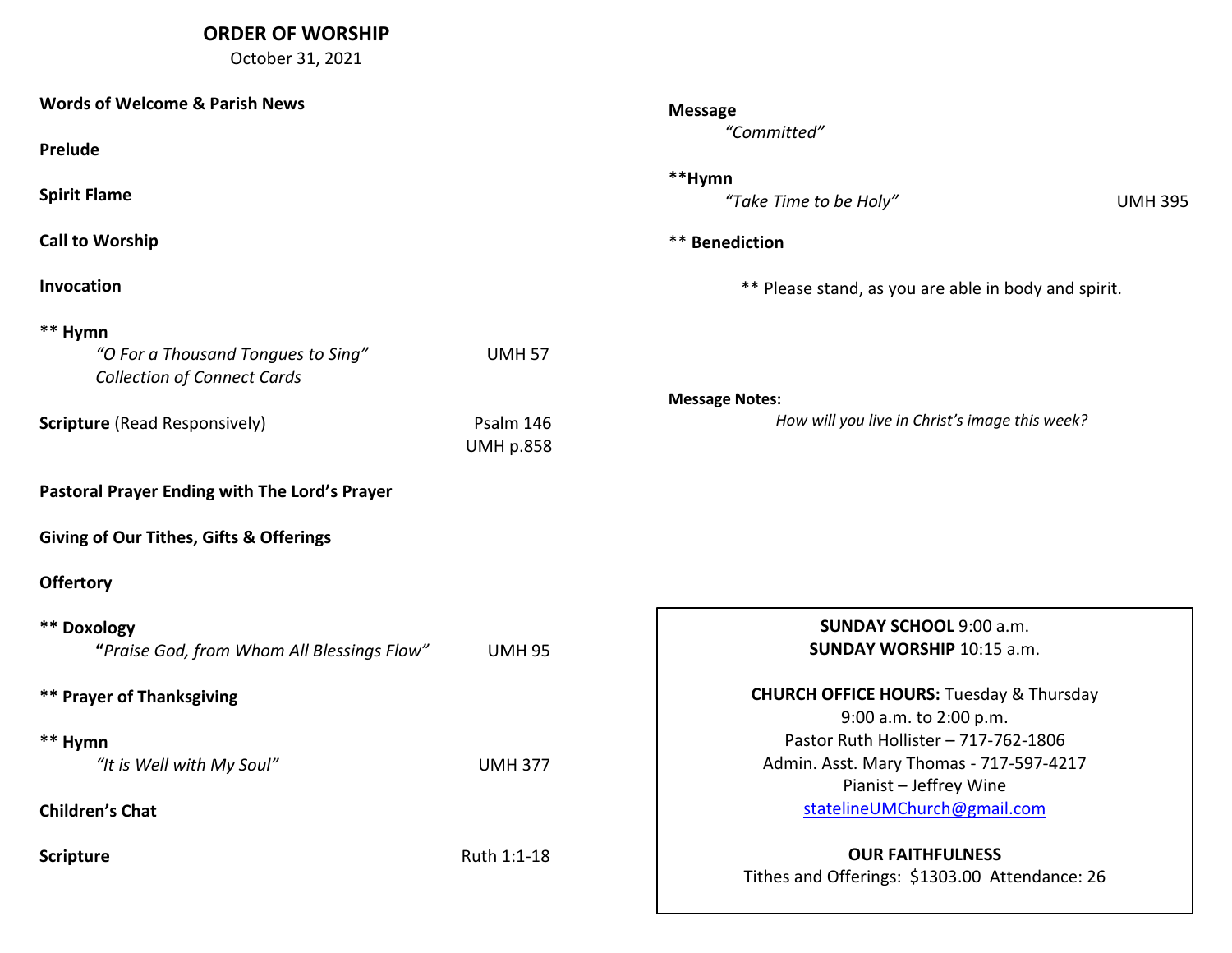## ORDER OF WORSHIP

October 31, 2021

**Words of Welcome & Parish News**

**Prelude**

**Spirit Flame**

**Call to Worship**

**Invocation**

**\*\* Hymn**
*"O For a Thousand Tongues to Sing"* UMH 57
*Collection of Connect Cards*

**Scripture** (Read Responsively) Psalm 146 UMH p.858

**Pastoral Prayer Ending with The Lord's Prayer**

**Giving of Our Tithes, Gifts & Offerings**

**Offertory**

**\*\* Doxology**
**"***Praise God, from Whom All Blessings Flow"* UMH 95

**\*\* Prayer of Thanksgiving**

**\*\* Hymn**
*"It is Well with My Soul"* UMH 377

**Children's Chat**

**Scripture** Ruth 1:1-18

**Message**
*"Committed"*

**\*\*Hymn**
*"Take Time to be Holy"* UMH 395

\*\* **Benediction**

\*\* Please stand, as you are able in body and spirit.

**Message Notes:**
*How will you live in Christ's image this week?*

**SUNDAY SCHOOL** 9:00 a.m.
**SUNDAY WORSHIP** 10:15 a.m.

**CHURCH OFFICE HOURS:** Tuesday & Thursday
9:00 a.m. to 2:00 p.m.
Pastor Ruth Hollister – 717-762-1806
Admin. Asst. Mary Thomas - 717-597-4217
Pianist – Jeffrey Wine
statelineUMChurch@gmail.com

**OUR FAITHFULNESS**
Tithes and Offerings: $1303.00 Attendance: 26